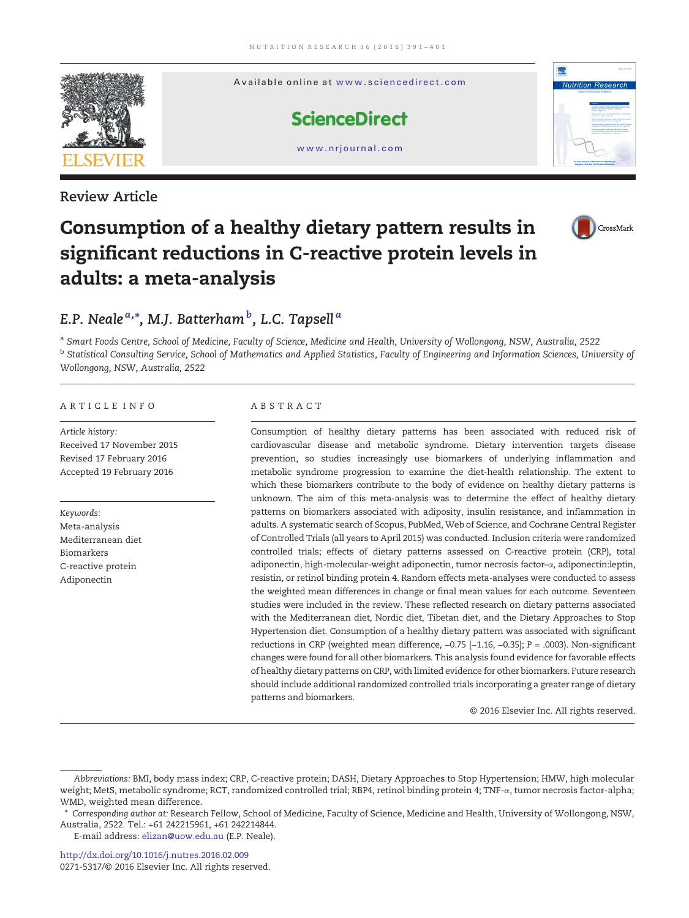Available online at www.sciencedirect.com

ScienceDirect

www.nrjournal.com

Review Article

# Consumption of a healthy dietary pattern results in significant reductions in C-reactive protein levels in adults: a meta-analysis

*E.P. Neale* [a,*], *M.J. Batterham* [b], *L.C. Tapsell* [a]

[a] Smart Foods Centre, School of Medicine, Faculty of Science, Medicine and Health, University of Wollongong, NSW, Australia, 2522

[b] Statistical Consulting Service, School of Mathematics and Applied Statistics, Faculty of Engineering and Information Sciences, University of Wollongong, NSW, Australia, 2522

## ARTICLE INFO

*Article history:*
Received 17 November 2015
Revised 17 February 2016
Accepted 19 February 2016

*Keywords:*
Meta-analysis
Mediterranean diet
Biomarkers
C-reactive protein
Adiponectin

## ABSTRACT

Consumption of healthy dietary patterns has been associated with reduced risk of cardiovascular disease and metabolic syndrome. Dietary intervention targets disease prevention, so studies increasingly use biomarkers of underlying inflammation and metabolic syndrome progression to examine the diet-health relationship. The extent to which these biomarkers contribute to the body of evidence on healthy dietary patterns is unknown. The aim of this meta-analysis was to determine the effect of healthy dietary patterns on biomarkers associated with adiposity, insulin resistance, and inflammation in adults. A systematic search of Scopus, PubMed, Web of Science, and Cochrane Central Register of Controlled Trials (all years to April 2015) was conducted. Inclusion criteria were randomized controlled trials; effects of dietary patterns assessed on C-reactive protein (CRP), total adiponectin, high-molecular-weight adiponectin, tumor necrosis factor–α, adiponectin:leptin, resistin, or retinol binding protein 4. Random effects meta-analyses were conducted to assess the weighted mean differences in change or final mean values for each outcome. Seventeen studies were included in the review. These reflected research on dietary patterns associated with the Mediterranean diet, Nordic diet, Tibetan diet, and the Dietary Approaches to Stop Hypertension diet. Consumption of a healthy dietary pattern was associated with significant reductions in CRP (weighted mean difference, −0.75 [−1.16, −0.35]; *P* = .0003). Non-significant changes were found for all other biomarkers. This analysis found evidence for favorable effects of healthy dietary patterns on CRP, with limited evidence for other biomarkers. Future research should include additional randomized controlled trials incorporating a greater range of dietary patterns and biomarkers.

© 2016 Elsevier Inc. All rights reserved.

---

*Abbreviations:* BMI, body mass index; CRP, C-reactive protein; DASH, Dietary Approaches to Stop Hypertension; HMW, high molecular weight; MetS, metabolic syndrome; RCT, randomized controlled trial; RBP4, retinol binding protein 4; TNF-α, tumor necrosis factor-alpha; WMD, weighted mean difference.

\* *Corresponding author at:* Research Fellow, School of Medicine, Faculty of Science, Medicine and Health, University of Wollongong, NSW, Australia, 2522. Tel.: +61 242215961, +61 242214844.

E-mail address: elizan@uow.edu.au (E.P. Neale).

http://dx.doi.org/10.1016/j.nutres.2016.02.009
0271-5317/© 2016 Elsevier Inc. All rights reserved.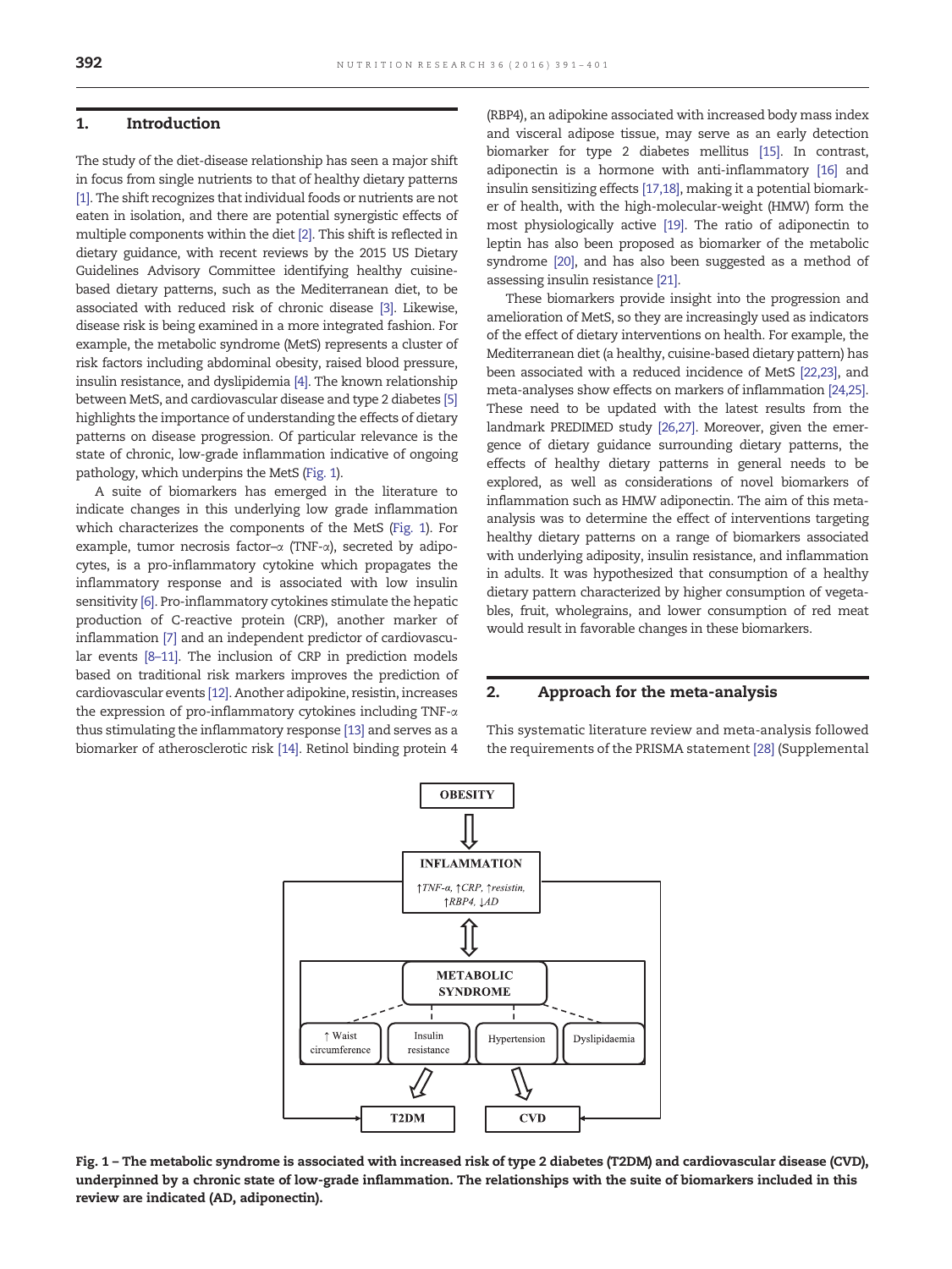## 1. Introduction

The study of the diet-disease relationship has seen a major shift in focus from single nutrients to that of healthy dietary patterns [1]. The shift recognizes that individual foods or nutrients are not eaten in isolation, and there are potential synergistic effects of multiple components within the diet [2]. This shift is reflected in dietary guidance, with recent reviews by the 2015 US Dietary Guidelines Advisory Committee identifying healthy cuisine-based dietary patterns, such as the Mediterranean diet, to be associated with reduced risk of chronic disease [3]. Likewise, disease risk is being examined in a more integrated fashion. For example, the metabolic syndrome (MetS) represents a cluster of risk factors including abdominal obesity, raised blood pressure, insulin resistance, and dyslipidemia [4]. The known relationship between MetS, and cardiovascular disease and type 2 diabetes [5] highlights the importance of understanding the effects of dietary patterns on disease progression. Of particular relevance is the state of chronic, low-grade inflammation indicative of ongoing pathology, which underpins the MetS (Fig. 1).

A suite of biomarkers has emerged in the literature to indicate changes in this underlying low grade inflammation which characterizes the components of the MetS (Fig. 1). For example, tumor necrosis factor–α (TNF-α), secreted by adipocytes, is a pro-inflammatory cytokine which propagates the inflammatory response and is associated with low insulin sensitivity [6]. Pro-inflammatory cytokines stimulate the hepatic production of C-reactive protein (CRP), another marker of inflammation [7] and an independent predictor of cardiovascular events [8–11]. The inclusion of CRP in prediction models based on traditional risk markers improves the prediction of cardiovascular events [12]. Another adipokine, resistin, increases the expression of pro-inflammatory cytokines including TNF-α thus stimulating the inflammatory response [13] and serves as a biomarker of atherosclerotic risk [14]. Retinol binding protein 4 (RBP4), an adipokine associated with increased body mass index and visceral adipose tissue, may serve as an early detection biomarker for type 2 diabetes mellitus [15]. In contrast, adiponectin is a hormone with anti-inflammatory [16] and insulin sensitizing effects [17,18], making it a potential biomarker of health, with the high-molecular-weight (HMW) form the most physiologically active [19]. The ratio of adiponectin to leptin has also been proposed as biomarker of the metabolic syndrome [20], and has also been suggested as a method of assessing insulin resistance [21].

These biomarkers provide insight into the progression and amelioration of MetS, so they are increasingly used as indicators of the effect of dietary interventions on health. For example, the Mediterranean diet (a healthy, cuisine-based dietary pattern) has been associated with a reduced incidence of MetS [22,23], and meta-analyses show effects on markers of inflammation [24,25]. These need to be updated with the latest results from the landmark PREDIMED study [26,27]. Moreover, given the emergence of dietary guidance surrounding dietary patterns, the effects of healthy dietary patterns in general needs to be explored, as well as considerations of novel biomarkers of inflammation such as HMW adiponectin. The aim of this meta-analysis was to determine the effect of interventions targeting healthy dietary patterns on a range of biomarkers associated with underlying adiposity, insulin resistance, and inflammation in adults. It was hypothesized that consumption of a healthy dietary pattern characterized by higher consumption of vegetables, fruit, wholegrains, and lower consumption of red meat would result in favorable changes in these biomarkers.

## 2. Approach for the meta-analysis

This systematic literature review and meta-analysis followed the requirements of the PRISMA statement [28] (Supplemental

**Fig. 1 – The metabolic syndrome is associated with increased risk of type 2 diabetes (T2DM) and cardiovascular disease (CVD), underpinned by a chronic state of low-grade inflammation. The relationships with the suite of biomarkers included in this review are indicated (AD, adiponectin).**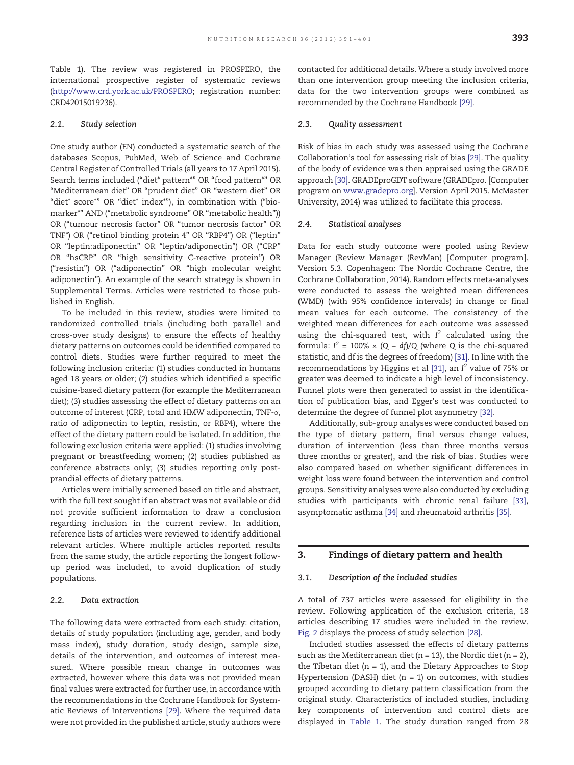Table 1). The review was registered in PROSPERO, the international prospective register of systematic reviews (http://www.crd.york.ac.uk/PROSPERO; registration number: CRD42015019236).

### 2.1. Study selection

One study author (EN) conducted a systematic search of the databases Scopus, PubMed, Web of Science and Cochrane Central Register of Controlled Trials (all years to 17 April 2015). Search terms included ("diet* pattern*" OR "food pattern*" OR "Mediterranean diet" OR "prudent diet" OR "western diet" OR "diet* score*" OR "diet* index*"), in combination with ("biomarker*" AND ("metabolic syndrome" OR "metabolic health")) OR ("tumour necrosis factor" OR "tumor necrosis factor" OR TNF*) OR ("retinol binding protein 4" OR "RBP4") OR ("leptin" OR "leptin:adiponectin" OR "leptin/adiponectin") OR ("CRP" OR "hsCRP" OR "high sensitivity C-reactive protein") OR ("resistin") OR ("adiponectin" OR "high molecular weight adiponectin"). An example of the search strategy is shown in Supplemental Terms. Articles were restricted to those published in English.

To be included in this review, studies were limited to randomized controlled trials (including both parallel and cross-over study designs) to ensure the effects of healthy dietary patterns on outcomes could be identified compared to control diets. Studies were further required to meet the following inclusion criteria: (1) studies conducted in humans aged 18 years or older; (2) studies which identified a specific cuisine-based dietary pattern (for example the Mediterranean diet); (3) studies assessing the effect of dietary patterns on an outcome of interest (CRP, total and HMW adiponectin, TNF-α, ratio of adiponectin to leptin, resistin, or RBP4), where the effect of the dietary pattern could be isolated. In addition, the following exclusion criteria were applied: (1) studies involving pregnant or breastfeeding women; (2) studies published as conference abstracts only; (3) studies reporting only postprandial effects of dietary patterns.

Articles were initially screened based on title and abstract, with the full text sought if an abstract was not available or did not provide sufficient information to draw a conclusion regarding inclusion in the current review. In addition, reference lists of articles were reviewed to identify additional relevant articles. Where multiple articles reported results from the same study, the article reporting the longest follow-up period was included, to avoid duplication of study populations.

### 2.2. Data extraction

The following data were extracted from each study: citation, details of study population (including age, gender, and body mass index), study duration, study design, sample size, details of the intervention, and outcomes of interest measured. Where possible mean change in outcomes was extracted, however where this data was not provided mean final values were extracted for further use, in accordance with the recommendations in the Cochrane Handbook for Systematic Reviews of Interventions [29]. Where the required data were not provided in the published article, study authors were contacted for additional details. Where a study involved more than one intervention group meeting the inclusion criteria, data for the two intervention groups were combined as recommended by the Cochrane Handbook [29].

### 2.3. Quality assessment

Risk of bias in each study was assessed using the Cochrane Collaboration's tool for assessing risk of bias [29]. The quality of the body of evidence was then appraised using the GRADE approach [30]. GRADEproGDT software (GRADEpro. [Computer program on www.gradepro.org]. Version April 2015. McMaster University, 2014) was utilized to facilitate this process.

### 2.4. Statistical analyses

Data for each study outcome were pooled using Review Manager (Review Manager (RevMan) [Computer program]. Version 5.3. Copenhagen: The Nordic Cochrane Centre, the Cochrane Collaboration, 2014). Random effects meta-analyses were conducted to assess the weighted mean differences (WMD) (with 95% confidence intervals) in change or final mean values for each outcome. The consistency of the weighted mean differences for each outcome was assessed using the chi-squared test, with $I^2$ calculated using the formula: $I^2 = 100\% \times (Q - df)/Q$ (where Q is the chi-squared statistic, and df is the degrees of freedom) [31]. In line with the recommendations by Higgins et al [31], an $I^2$ value of 75% or greater was deemed to indicate a high level of inconsistency. Funnel plots were then generated to assist in the identification of publication bias, and Egger's test was conducted to determine the degree of funnel plot asymmetry [32].

Additionally, sub-group analyses were conducted based on the type of dietary pattern, final versus change values, duration of intervention (less than three months versus three months or greater), and the risk of bias. Studies were also compared based on whether significant differences in weight loss were found between the intervention and control groups. Sensitivity analyses were also conducted by excluding studies with participants with chronic renal failure [33], asymptomatic asthma [34] and rheumatoid arthritis [35].

## 3. Findings of dietary pattern and health

### 3.1. Description of the included studies

A total of 737 articles were assessed for eligibility in the review. Following application of the exclusion criteria, 18 articles describing 17 studies were included in the review. Fig. 2 displays the process of study selection [28].

Included studies assessed the effects of dietary patterns such as the Mediterranean diet (n = 13), the Nordic diet (n = 2), the Tibetan diet (n = 1), and the Dietary Approaches to Stop Hypertension (DASH) diet (n = 1) on outcomes, with studies grouped according to dietary pattern classification from the original study. Characteristics of included studies, including key components of intervention and control diets are displayed in Table 1. The study duration ranged from 28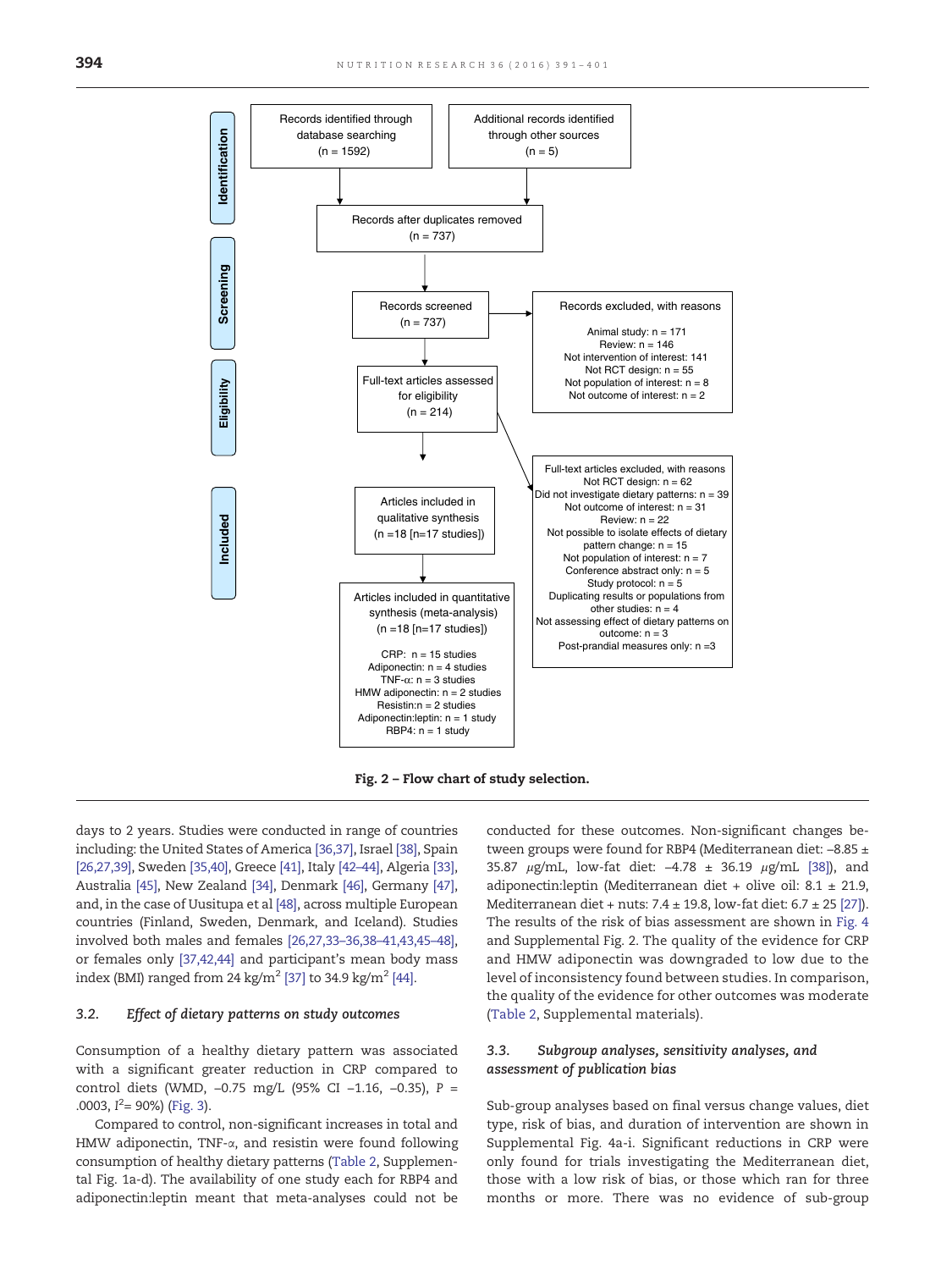**Identification**

Records identified through database searching (n = 1592)

Additional records identified through other sources (n = 5)

Records after duplicates removed (n = 737)

**Screening**

Records screened (n = 737)

Records excluded, with reasons
- Animal study: n = 171
- Review: n = 146
- Not intervention of interest: 141
- Not RCT design: n = 55
- Not population of interest: n = 8
- Not outcome of interest: n = 2

**Eligibility**

Full-text articles assessed for eligibility (n = 214)

Full-text articles excluded, with reasons
- Not RCT design: n = 62
- Did not investigate dietary patterns: n = 39
- Not outcome of interest: n = 31
- Review: n = 22
- Not possible to isolate effects of dietary pattern change: n = 15
- Not population of interest: n = 7
- Conference abstract only: n = 5
- Study protocol: n = 5
- Duplicating results or populations from other studies: n = 4
- Not assessing effect of dietary patterns on outcome: n = 3
- Post-prandial measures only: n =3

**Included**

Articles included in qualitative synthesis (n =18 [n=17 studies])

Articles included in quantitative synthesis (meta-analysis) (n =18 [n=17 studies])
- CRP: n = 15 studies
- Adiponectin: n = 4 studies
- TNF-α: n = 3 studies
- HMW adiponectin: n = 2 studies
- Resistin:n = 2 studies
- Adiponectin:leptin: n = 1 study
- RBP4: n = 1 study

**Fig. 2 – Flow chart of study selection.**

days to 2 years. Studies were conducted in range of countries including: the United States of America [36,37], Israel [38], Spain [26,27,39], Sweden [35,40], Greece [41], Italy [42–44], Algeria [33], Australia [45], New Zealand [34], Denmark [46], Germany [47], and, in the case of Uusitupa et al [48], across multiple European countries (Finland, Sweden, Denmark, and Iceland). Studies involved both males and females [26,27,33–36,38–41,43,45–48], or females only [37,42,44] and participant's mean body mass index (BMI) ranged from 24 kg/m$^2$ [37] to 34.9 kg/m$^2$ [44].

### 3.2. *Effect of dietary patterns on study outcomes*

Consumption of a healthy dietary pattern was associated with a significant greater reduction in CRP compared to control diets (WMD, −0.75 mg/L (95% CI −1.16, −0.35), P = .0003, $I^2$= 90%) (Fig. 3).

Compared to control, non-significant increases in total and HMW adiponectin, TNF-α, and resistin were found following consumption of healthy dietary patterns (Table 2, Supplemental Fig. 1a-d). The availability of one study each for RBP4 and adiponectin:leptin meant that meta-analyses could not be conducted for these outcomes. Non-significant changes between groups were found for RBP4 (Mediterranean diet: −8.85 ± 35.87 μg/mL, low-fat diet: −4.78 ± 36.19 μg/mL [38]), and adiponectin:leptin (Mediterranean diet + olive oil: 8.1 ± 21.9, Mediterranean diet + nuts: 7.4 ± 19.8, low-fat diet: 6.7 ± 25 [27]). The results of the risk of bias assessment are shown in Fig. 4 and Supplemental Fig. 2. The quality of the evidence for CRP and HMW adiponectin was downgraded to low due to the level of inconsistency found between studies. In comparison, the quality of the evidence for other outcomes was moderate (Table 2, Supplemental materials).

### 3.3. *Subgroup analyses, sensitivity analyses, and assessment of publication bias*

Sub-group analyses based on final versus change values, diet type, risk of bias, and duration of intervention are shown in Supplemental Fig. 4a-i. Significant reductions in CRP were only found for trials investigating the Mediterranean diet, those with a low risk of bias, or those which ran for three months or more. There was no evidence of sub-group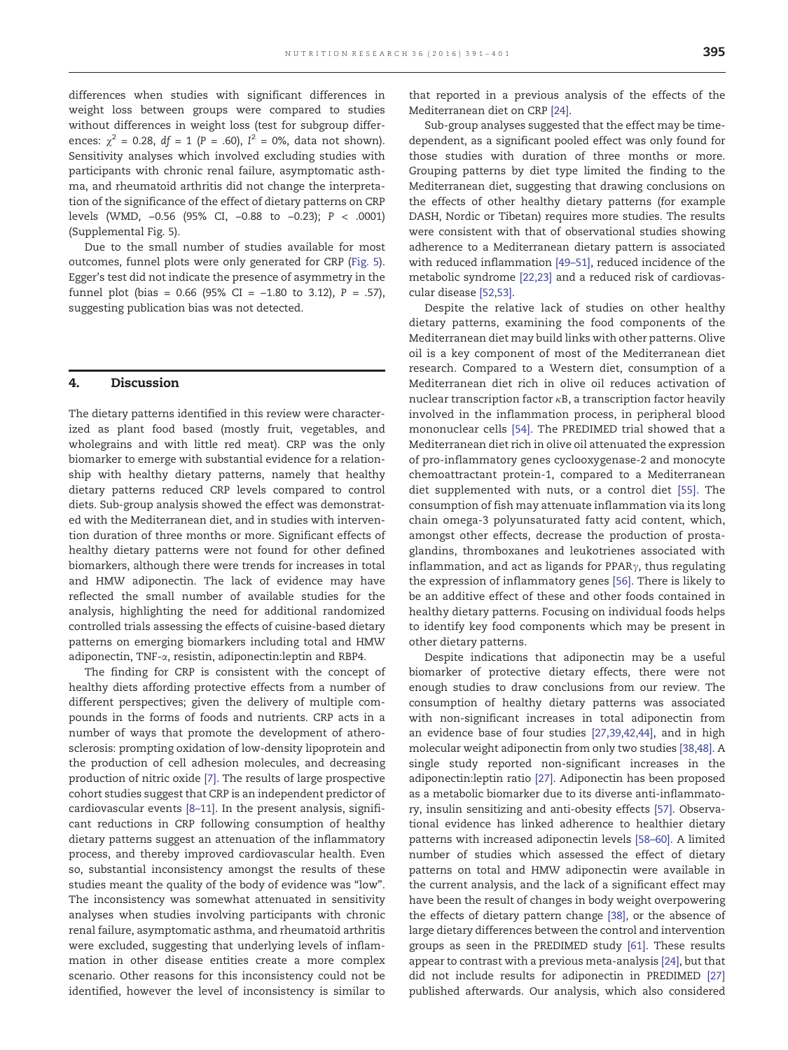differences when studies with significant differences in weight loss between groups were compared to studies without differences in weight loss (test for subgroup differences: $\chi^2$ = 0.28, $df$ = 1 ($P$ = .60), $I^2$ = 0%, data not shown). Sensitivity analyses which involved excluding studies with participants with chronic renal failure, asymptomatic asthma, and rheumatoid arthritis did not change the interpretation of the significance of the effect of dietary patterns on CRP levels (WMD, −0.56 (95% CI, −0.88 to −0.23); $P$ < .0001) (Supplemental Fig. 5).

Due to the small number of studies available for most outcomes, funnel plots were only generated for CRP (Fig. 5). Egger's test did not indicate the presence of asymmetry in the funnel plot (bias = 0.66 (95% CI = −1.80 to 3.12), $P$ = .57), suggesting publication bias was not detected.

## 4. Discussion

The dietary patterns identified in this review were characterized as plant food based (mostly fruit, vegetables, and wholegrains and with little red meat). CRP was the only biomarker to emerge with substantial evidence for a relationship with healthy dietary patterns, namely that healthy dietary patterns reduced CRP levels compared to control diets. Sub-group analysis showed the effect was demonstrated with the Mediterranean diet, and in studies with intervention duration of three months or more. Significant effects of healthy dietary patterns were not found for other defined biomarkers, although there were trends for increases in total and HMW adiponectin. The lack of evidence may have reflected the small number of available studies for the analysis, highlighting the need for additional randomized controlled trials assessing the effects of cuisine-based dietary patterns on emerging biomarkers including total and HMW adiponectin, TNF-$\alpha$, resistin, adiponectin:leptin and RBP4.

The finding for CRP is consistent with the concept of healthy diets affording protective effects from a number of different perspectives; given the delivery of multiple compounds in the forms of foods and nutrients. CRP acts in a number of ways that promote the development of atherosclerosis: prompting oxidation of low-density lipoprotein and the production of cell adhesion molecules, and decreasing production of nitric oxide [7]. The results of large prospective cohort studies suggest that CRP is an independent predictor of cardiovascular events [8–11]. In the present analysis, significant reductions in CRP following consumption of healthy dietary patterns suggest an attenuation of the inflammatory process, and thereby improved cardiovascular health. Even so, substantial inconsistency amongst the results of these studies meant the quality of the body of evidence was "low". The inconsistency was somewhat attenuated in sensitivity analyses when studies involving participants with chronic renal failure, asymptomatic asthma, and rheumatoid arthritis were excluded, suggesting that underlying levels of inflammation in other disease entities create a more complex scenario. Other reasons for this inconsistency could not be identified, however the level of inconsistency is similar to that reported in a previous analysis of the effects of the Mediterranean diet on CRP [24].

Sub-group analyses suggested that the effect may be time-dependent, as a significant pooled effect was only found for those studies with duration of three months or more. Grouping patterns by diet type limited the finding to the Mediterranean diet, suggesting that drawing conclusions on the effects of other healthy dietary patterns (for example DASH, Nordic or Tibetan) requires more studies. The results were consistent with that of observational studies showing adherence to a Mediterranean dietary pattern is associated with reduced inflammation [49–51], reduced incidence of the metabolic syndrome [22,23] and a reduced risk of cardiovascular disease [52,53].

Despite the relative lack of studies on other healthy dietary patterns, examining the food components of the Mediterranean diet may build links with other patterns. Olive oil is a key component of most of the Mediterranean diet research. Compared to a Western diet, consumption of a Mediterranean diet rich in olive oil reduces activation of nuclear transcription factor $\kappa$B, a transcription factor heavily involved in the inflammation process, in peripheral blood mononuclear cells [54]. The PREDIMED trial showed that a Mediterranean diet rich in olive oil attenuated the expression of pro-inflammatory genes cyclooxygenase-2 and monocyte chemoattractant protein-1, compared to a Mediterranean diet supplemented with nuts, or a control diet [55]. The consumption of fish may attenuate inflammation via its long chain omega-3 polyunsaturated fatty acid content, which, amongst other effects, decrease the production of prostaglandins, thromboxanes and leukotrienes associated with inflammation, and act as ligands for PPAR$\gamma$, thus regulating the expression of inflammatory genes [56]. There is likely to be an additive effect of these and other foods contained in healthy dietary patterns. Focusing on individual foods helps to identify key food components which may be present in other dietary patterns.

Despite indications that adiponectin may be a useful biomarker of protective dietary effects, there were not enough studies to draw conclusions from our review. The consumption of healthy dietary patterns was associated with non-significant increases in total adiponectin from an evidence base of four studies [27,39,42,44], and in high molecular weight adiponectin from only two studies [38,48]. A single study reported non-significant increases in the adiponectin:leptin ratio [27]. Adiponectin has been proposed as a metabolic biomarker due to its diverse anti-inflammatory, insulin sensitizing and anti-obesity effects [57]. Observational evidence has linked adherence to healthier dietary patterns with increased adiponectin levels [58–60]. A limited number of studies which assessed the effect of dietary patterns on total and HMW adiponectin were available in the current analysis, and the lack of a significant effect may have been the result of changes in body weight overpowering the effects of dietary pattern change [38], or the absence of large dietary differences between the control and intervention groups as seen in the PREDIMED study [61]. These results appear to contrast with a previous meta-analysis [24], but that did not include results for adiponectin in PREDIMED [27] published afterwards. Our analysis, which also considered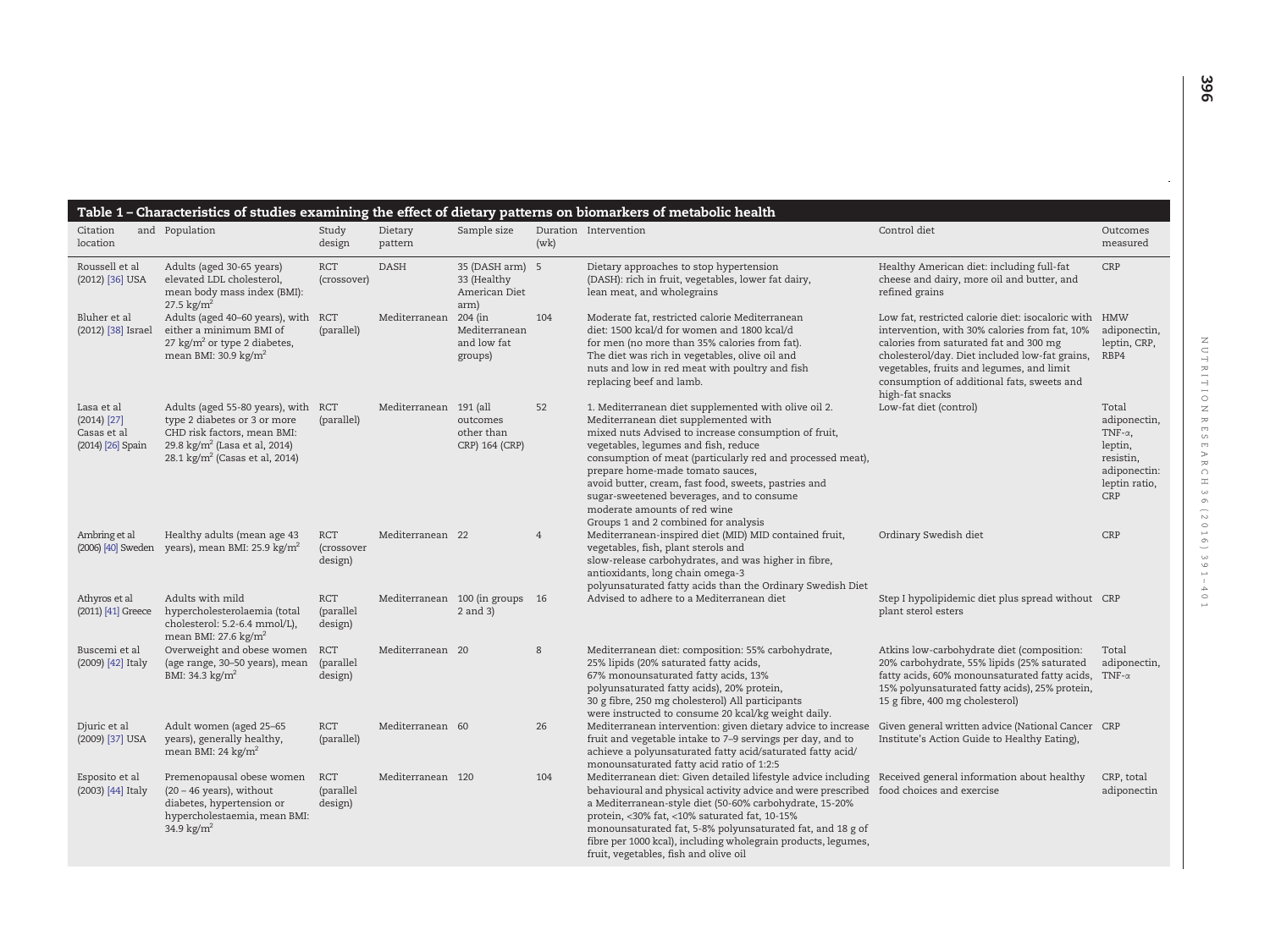**Table 1 – Characteristics of studies examining the effect of dietary patterns on biomarkers of metabolic health**

| Citation and location | Population | Study design | Dietary pattern | Sample size | Duration (wk) | Intervention | Control diet | Outcomes measured |
|---|---|---|---|---|---|---|---|---|
| Roussell et al (2012) [36] USA | Adults (aged 30-65 years) elevated LDL cholesterol, mean body mass index (BMI): 27.5 kg/m$^2$ | RCT (crossover) | DASH | 35 (DASH arm) 33 (Healthy American Diet arm) | 5 | Dietary approaches to stop hypertension (DASH): rich in fruit, vegetables, lower fat dairy, lean meat, and wholegrains | Healthy American diet: including full-fat cheese and dairy, more oil and butter, and refined grains | CRP |
| Bluher et al (2012) [38] Israel | Adults (aged 40–60 years), with either a minimum BMI of 27 kg/m$^2$ or type 2 diabetes, mean BMI: 30.9 kg/m$^2$ | RCT (parallel) | Mediterranean | 204 (in Mediterranean and low fat groups) | 104 | Moderate fat, restricted calorie Mediterranean diet: 1500 kcal/d for women and 1800 kcal/d for men (no more than 35% calories from fat). The diet was rich in vegetables, olive oil and nuts and low in red meat with poultry and fish replacing beef and lamb. | Low fat, restricted calorie diet: isocaloric with intervention, with 30% calories from fat, 10% calories from saturated fat and 300 mg cholesterol/day. Diet included low-fat grains, vegetables, fruits and legumes, and limit consumption of additional fats, sweets and high-fat snacks | HMW adiponectin, leptin, CRP, RBP4 |
| Lasa et al (2014) [27] Casas et al (2014) [26] Spain | Adults (aged 55-80 years), with type 2 diabetes or 3 or more CHD risk factors, mean BMI: 29.8 kg/m$^2$ (Lasa et al, 2014) 28.1 kg/m$^2$ (Casas et al, 2014) | RCT (parallel) | Mediterranean | 191 (all outcomes other than CRP) 164 (CRP) | 52 | 1. Mediterranean diet supplemented with olive oil 2. Mediterranean diet supplemented with mixed nuts Advised to increase consumption of fruit, vegetables, legumes and fish, reduce consumption of meat (particularly red and processed meat), prepare home-made tomato sauces, avoid butter, cream, fast food, sweets, pastries and sugar-sweetened beverages, and to consume moderate amounts of red wine Groups 1 and 2 combined for analysis | Low-fat diet (control) | Total adiponectin, TNF-α, leptin, resistin, adiponectin: leptin ratio, CRP |
| Ambring et al (2006) [40] Sweden | Healthy adults (mean age 43 years), mean BMI: 25.9 kg/m$^2$ | RCT (crossover design) | Mediterranean | 22 | 4 | Mediterranean-inspired diet (MID) MID contained fruit, vegetables, fish, plant sterols and slow-release carbohydrates, and was higher in fibre, antioxidants, long chain omega-3 polyunsaturated fatty acids than the Ordinary Swedish Diet | Ordinary Swedish diet | CRP |
| Athyros et al (2011) [41] Greece | Adults with mild hypercholesterolaemia (total cholesterol: 5.2-6.4 mmol/L), mean BMI: 27.6 kg/m$^2$ | RCT (parallel design) | Mediterranean | 100 (in groups 2 and 3) | 16 | Advised to adhere to a Mediterranean diet | Step I hypolipidemic diet plus spread without plant sterol esters | CRP |
| Buscemi et al (2009) [42] Italy | Overweight and obese women (age range, 30–50 years), mean BMI: 34.3 kg/m$^2$ | RCT (parallel design) | Mediterranean | 20 | 8 | Mediterranean diet: composition: 55% carbohydrate, 25% lipids (20% saturated fatty acids, 67% monounsaturated fatty acids, 13% polyunsaturated fatty acids), 20% protein, 30 g fibre, 250 mg cholesterol) All participants were instructed to consume 20 kcal/kg weight daily. | Atkins low-carbohydrate diet (composition: 20% carbohydrate, 55% lipids (25% saturated fatty acids, 60% monounsaturated fatty acids, 15% polyunsaturated fatty acids), 25% protein, 15 g fibre, 400 mg cholesterol) | Total adiponectin, TNF-α |
| Djuric et al (2009) [37] USA | Adult women (aged 25–65 years), generally healthy, mean BMI: 24 kg/m$^2$ | RCT (parallel) | Mediterranean | 60 | 26 | Mediterranean intervention: given dietary advice to increase fruit and vegetable intake to 7–9 servings per day, and to achieve a polyunsaturated fatty acid/saturated fatty acid/monounsaturated fatty acid ratio of 1:2:5 | Given general written advice (National Cancer Institute's Action Guide to Healthy Eating), | CRP |
| Esposito et al (2003) [44] Italy | Premenopausal obese women (20 – 46 years), without diabetes, hypertension or hypercholestaemia, mean BMI: 34.9 kg/m$^2$ | RCT (parallel design) | Mediterranean | 120 | 104 | Mediterranean diet: Given detailed lifestyle advice including behavioural and physical activity advice and were prescribed a Mediterranean-style diet (50-60% carbohydrate, 15-20% protein, <30% fat, <10% saturated fat, 10-15% monounsaturated fat, 5-8% polyunsaturated fat, and 18 g of fibre per 1000 kcal), including wholegrain products, legumes, fruit, vegetables, fish and olive oil | Received general information about healthy food choices and exercise | CRP, total adiponectin |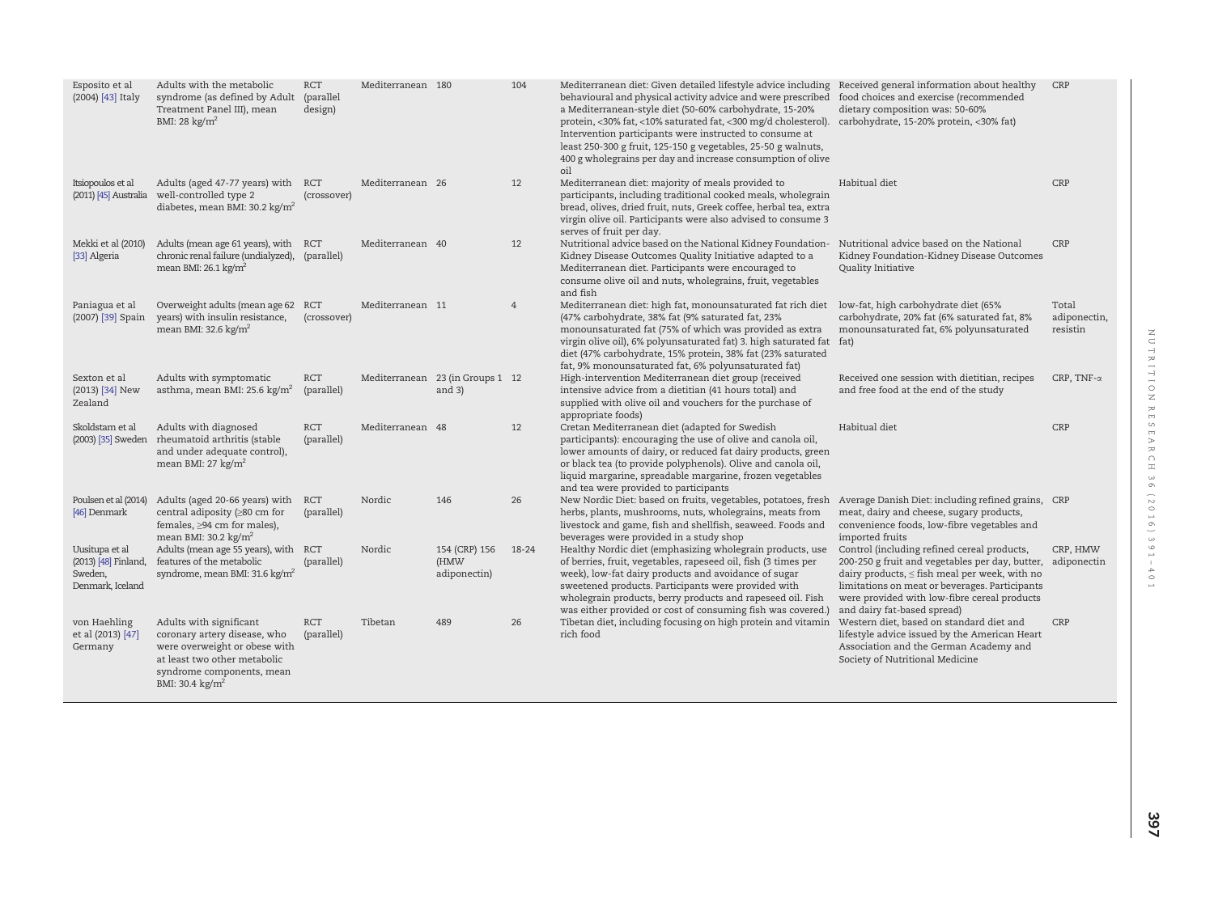| Esposito et al (2004) [43] Italy | Adults with the metabolic syndrome (as defined by Adult Treatment Panel III), mean BMI: 28 kg/m$^2$ | RCT (parallel design) | Mediterranean | 180 | 104 | Mediterranean diet: Given detailed lifestyle advice including behavioural and physical activity advice and were prescribed a Mediterranean-style diet (50-60% carbohydrate, 15-20% protein, <30% fat, <10% saturated fat, <300 mg/d cholesterol). Intervention participants were instructed to consume at least 250-300 g fruit, 125-150 g vegetables, 25-50 g walnuts, 400 g wholegrains per day and increase consumption of olive oil | Received general information about healthy food choices and exercise (recommended dietary composition was: 50-60% carbohydrate, 15-20% protein, <30% fat) | CRP |
|---|---|---|---|---|---|---|---|---|
| Itsiopoulos et al (2011) [45] Australia | Adults (aged 47-77 years) with well-controlled type 2 diabetes, mean BMI: 30.2 kg/m$^2$ | RCT (crossover) | Mediterranean | 26 | 12 | Mediterranean diet: majority of meals provided to participants, including traditional cooked meals, wholegrain bread, olives, dried fruit, nuts, Greek coffee, herbal tea, extra virgin olive oil. Participants were also advised to consume 3 serves of fruit per day. | Habitual diet | CRP |
| Mekki et al (2010) [33] Algeria | Adults (mean age 61 years), with chronic renal failure (undialyzed), mean BMI: 26.1 kg/m$^2$ | RCT (parallel) | Mediterranean | 40 | 12 | Nutritional advice based on the National Kidney Foundation-Kidney Disease Outcomes Quality Initiative adapted to a Mediterranean diet. Participants were encouraged to consume olive oil and nuts, wholegrains, fruit, vegetables and fish | Nutritional advice based on the National Kidney Foundation-Kidney Disease Outcomes Quality Initiative | CRP |
| Paniagua et al (2007) [39] Spain | Overweight adults (mean age 62 years) with insulin resistance, mean BMI: 32.6 kg/m$^2$ | RCT (crossover) | Mediterranean | 11 | 4 | Mediterranean diet: high fat, monounsaturated fat rich diet (47% carbohydrate, 38% fat (9% saturated fat, 23% monounsaturated fat (75% of which was provided as extra virgin olive oil), 6% polyunsaturated fat) 3. high saturated fat diet (47% carbohydrate, 15% protein, 38% fat (23% saturated fat, 9% monounsaturated fat, 6% polyunsaturated fat) | low-fat, high carbohydrate diet (65% carbohydrate, 20% fat (6% saturated fat, 8% monounsaturated fat, 6% polyunsaturated fat) | Total adiponectin, resistin |
| Sexton et al (2013) [34] New Zealand | Adults with symptomatic asthma, mean BMI: 25.6 kg/m$^2$ | RCT (parallel) | Mediterranean | 23 (in Groups 1 and 3) | 12 | High-intervention Mediterranean diet group (received intensive advice from a dietitian (41 hours total) and supplied with olive oil and vouchers for the purchase of appropriate foods) | Received one session with dietitian, recipes and free food at the end of the study | CRP, TNF-α |
| Skoldstam et al (2003) [35] Sweden | Adults with diagnosed rheumatoid arthritis (stable and under adequate control), mean BMI: 27 kg/m$^2$ | RCT (parallel) | Mediterranean | 48 | 12 | Cretan Mediterranean diet (adapted for Swedish participants): encouraging the use of olive and canola oil, lower amounts of dairy, or reduced fat dairy products, green or black tea (to provide polyphenols). Olive and canola oil, liquid margarine, spreadable margarine, frozen vegetables and tea were provided to participants | Habitual diet | CRP |
| Poulsen et al (2014) [46] Denmark | Adults (aged 20-66 years) with central adiposity (≥80 cm for females, ≥94 cm for males), mean BMI: 30.2 kg/m$^2$ | RCT (parallel) | Nordic | 146 | 26 | New Nordic Diet: based on fruits, vegetables, potatoes, fresh herbs, plants, mushrooms, nuts, wholegrains, meats from livestock and game, fish and shellfish, seaweed. Foods and beverages were provided in a study shop | Average Danish Diet: including refined grains, meat, dairy and cheese, sugary products, convenience foods, low-fibre vegetables and imported fruits | CRP |
| Uusitupa et al (2013) [48] Finland, Sweden, Denmark, Iceland | Adults (mean age 55 years), with features of the metabolic syndrome, mean BMI: 31.6 kg/m$^2$ | RCT (parallel) | Nordic | 154 (CRP) 156 (HMW adiponectin) | 18-24 | Healthy Nordic diet (emphasizing wholegrain products, use of berries, fruit, vegetables, rapeseed oil, fish (3 times per week), low-fat dairy products and avoidance of sugar sweetened products. Participants were provided with wholegrain products, berry products and rapeseed oil. Fish was either provided or cost of consuming fish was covered.) | Control (including refined cereal products, 200-250 g fruit and vegetables per day, butter, dairy products, ≤ fish meal per week, with no limitations on meat or beverages. Participants were provided with low-fibre cereal products and dairy fat-based spread) | CRP, HMW adiponectin |
| von Haehling et al (2013) [47] Germany | Adults with significant coronary artery disease, who were overweight or obese with at least two other metabolic syndrome components, mean BMI: 30.4 kg/m$^2$ | RCT (parallel) | Tibetan | 489 | 26 | Tibetan diet, including focusing on high protein and vitamin rich food | Western diet, based on standard diet and lifestyle advice issued by the American Heart Association and the German Academy and Society of Nutritional Medicine | CRP |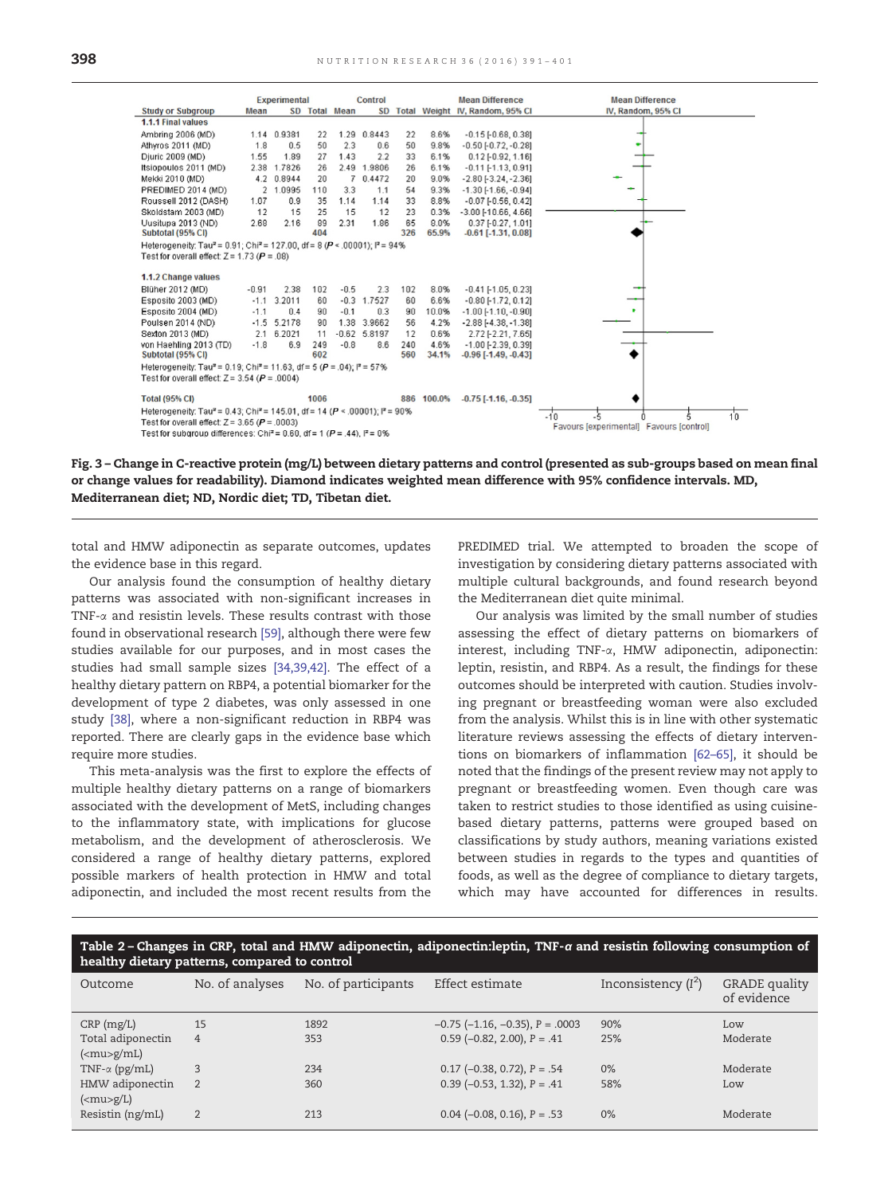| Study or Subgroup | Experimental Mean | Experimental SD | Experimental Total | Control Mean | Control SD | Control Total | Weight | Mean Difference IV, Random, 95% CI |
|---|---|---|---|---|---|---|---|---|
| **1.1.1 Final values** | | | | | | | | |
| Ambring 2006 (MD) | 1.14 | 0.9381 | 22 | 1.29 | 0.8443 | 22 | 8.6% | -0.15 [-0.68, 0.38] |
| Athyros 2011 (MD) | 1.8 | 0.5 | 50 | 2.3 | 0.6 | 50 | 9.8% | -0.50 [-0.72, -0.28] |
| Djuric 2009 (MD) | 1.55 | 1.89 | 27 | 1.43 | 2.2 | 33 | 6.1% | 0.12 [-0.92, 1.16] |
| Itsiopoulos 2011 (MD) | 2.38 | 1.7826 | 26 | 2.49 | 1.9806 | 26 | 6.1% | -0.11 [-1.13, 0.91] |
| Mekki 2010 (MD) | 4.2 | 0.8944 | 20 | 7 | 0.4472 | 20 | 9.0% | -2.80 [-3.24, -2.36] |
| PREDIMED 2014 (MD) | 2 | 1.0995 | 110 | 3.3 | 1.1 | 54 | 9.3% | -1.30 [-1.66, -0.94] |
| Roussell 2012 (DASH) | 1.07 | 0.9 | 35 | 1.14 | 1.14 | 33 | 8.8% | -0.07 [-0.56, 0.42] |
| Skoldstam 2003 (MD) | 12 | 15 | 25 | 15 | 12 | 23 | 0.3% | -3.00 [-10.66, 4.66] |
| Uusitupa 2013 (ND) | 2.68 | 2.16 | 89 | 2.31 | 1.86 | 65 | 8.0% | 0.37 [-0.27, 1.01] |
| **Subtotal (95% CI)** | | | **404** | | | **326** | **65.9%** | **-0.61 [-1.31, 0.08]** |
| Heterogeneity: Tau² = 0.91; Chi² = 127.00, df = 8 (P < .00001); I² = 94% | | | | | | | | |
| Test for overall effect: Z = 1.73 (P = .08) | | | | | | | | |
| **1.1.2 Change values** | | | | | | | | |
| Blüher 2012 (MD) | -0.91 | 2.38 | 102 | -0.5 | 2.3 | 102 | 8.0% | -0.41 [-1.05, 0.23] |
| Esposito 2003 (MD) | -1.1 | 3.2011 | 60 | -0.3 | 1.7527 | 60 | 6.6% | -0.80 [-1.72, 0.12] |
| Esposito 2004 (MD) | -1.1 | 0.4 | 90 | -0.1 | 0.3 | 90 | 10.0% | -1.00 [-1.10, -0.90] |
| Poulsen 2014 (ND) | -1.5 | 5.2178 | 90 | 1.38 | 3.9662 | 56 | 4.2% | -2.88 [-4.38, -1.38] |
| Sexton 2013 (MD) | 2.1 | 6.2021 | 11 | -0.62 | 5.8197 | 12 | 0.6% | 2.72 [-2.21, 7.65] |
| von Haehling 2013 (TD) | -1.8 | 6.9 | 249 | -0.8 | 8.6 | 240 | 4.6% | -1.00 [-2.39, 0.39] |
| **Subtotal (95% CI)** | | | **602** | | | **560** | **34.1%** | **-0.96 [-1.49, -0.43]** |
| Heterogeneity: Tau² = 0.19; Chi² = 11.63, df = 5 (P = .04); I² = 57% | | | | | | | | |
| Test for overall effect: Z = 3.54 (P = .0004) | | | | | | | | |
| **Total (95% CI)** | | | **1006** | | | **886** | **100.0%** | **-0.75 [-1.16, -0.35]** |
| Heterogeneity: Tau² = 0.43; Chi² = 145.01, df = 14 (P < .00001); I² = 90% | | | | | | | | |
| Test for overall effect: Z = 3.65 (P = .0003) | | | | | | | | |
| Test for subgroup differences: Chi² = 0.60, df = 1 (P = .44), I² = 0% | | | | | | | | |

Favours [experimental] Favours [control]

**Fig. 3 – Change in C-reactive protein (mg/L) between dietary patterns and control (presented as sub-groups based on mean final or change values for readability). Diamond indicates weighted mean difference with 95% confidence intervals. MD, Mediterranean diet; ND, Nordic diet; TD, Tibetan diet.**

total and HMW adiponectin as separate outcomes, updates the evidence base in this regard.

Our analysis found the consumption of healthy dietary patterns was associated with non-significant increases in TNF-α and resistin levels. These results contrast with those found in observational research [59], although there were few studies available for our purposes, and in most cases the studies had small sample sizes [34,39,42]. The effect of a healthy dietary pattern on RBP4, a potential biomarker for the development of type 2 diabetes, was only assessed in one study [38], where a non-significant reduction in RBP4 was reported. There are clearly gaps in the evidence base which require more studies.

This meta-analysis was the first to explore the effects of multiple healthy dietary patterns on a range of biomarkers associated with the development of MetS, including changes to the inflammatory state, with implications for glucose metabolism, and the development of atherosclerosis. We considered a range of healthy dietary patterns, explored possible markers of health protection in HMW and total adiponectin, and included the most recent results from the PREDIMED trial. We attempted to broaden the scope of investigation by considering dietary patterns associated with multiple cultural backgrounds, and found research beyond the Mediterranean diet quite minimal.

Our analysis was limited by the small number of studies assessing the effect of dietary patterns on biomarkers of interest, including TNF-α, HMW adiponectin, adiponectin: leptin, resistin, and RBP4. As a result, the findings for these outcomes should be interpreted with caution. Studies involving pregnant or breastfeeding woman were also excluded from the analysis. Whilst this is in line with other systematic literature reviews assessing the effects of dietary interventions on biomarkers of inflammation [62–65], it should be noted that the findings of the present review may not apply to pregnant or breastfeeding women. Even though care was taken to restrict studies to those identified as using cuisine-based dietary patterns, patterns were grouped based on classifications by study authors, meaning variations existed between studies in regards to the types and quantities of foods, as well as the degree of compliance to dietary targets, which may have accounted for differences in results.

**Table 2 – Changes in CRP, total and HMW adiponectin, adiponectin:leptin, TNF-α and resistin following consumption of healthy dietary patterns, compared to control**

| Outcome | No. of analyses | No. of participants | Effect estimate | Inconsistency ($I^2$) | GRADE quality of evidence |
|---|---|---|---|---|---|
| CRP (mg/L) | 15 | 1892 | −0.75 (−1.16, −0.35), P = .0003 | 90% | Low |
| Total adiponectin (<mu>g/mL) | 4 | 353 | 0.59 (−0.82, 2.00), P = .41 | 25% | Moderate |
| TNF-α (pg/mL) | 3 | 234 | 0.17 (−0.38, 0.72), P = .54 | 0% | Moderate |
| HMW adiponectin (<mu>g/L) | 2 | 360 | 0.39 (−0.53, 1.32), P = .41 | 58% | Low |
| Resistin (ng/mL) | 2 | 213 | 0.04 (−0.08, 0.16), P = .53 | 0% | Moderate |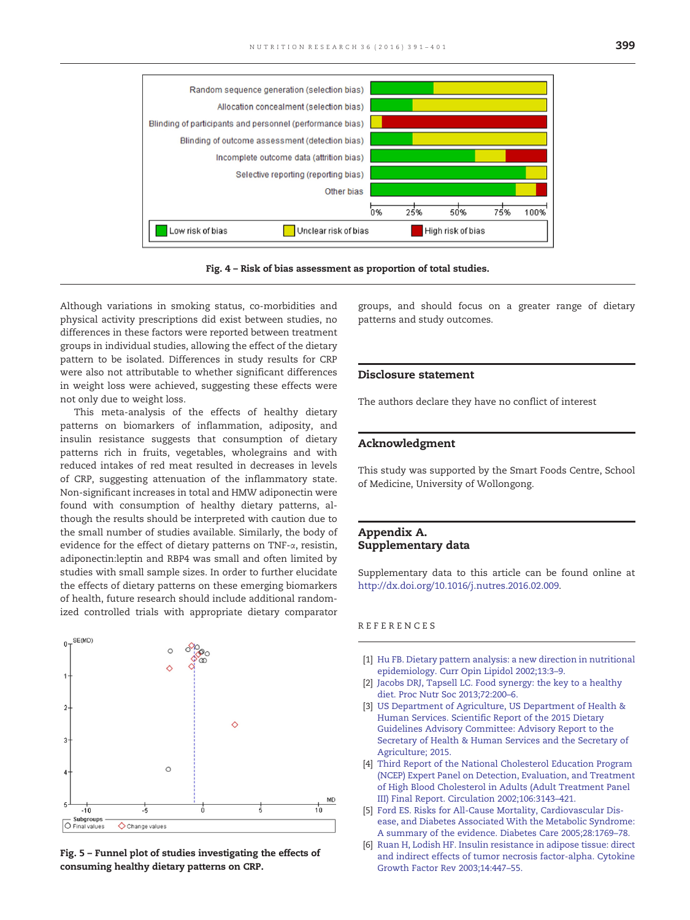Random sequence generation (selection bias)
Allocation concealment (selection bias)
Blinding of participants and personnel (performance bias)
Blinding of outcome assessment (detection bias)
Incomplete outcome data (attrition bias)
Selective reporting (reporting bias)
Other bias
0% 25% 50% 75% 100%
Low risk of bias
Unclear risk of bias
High risk of bias

**Fig. 4 – Risk of bias assessment as proportion of total studies.**

Although variations in smoking status, co-morbidities and physical activity prescriptions did exist between studies, no differences in these factors were reported between treatment groups in individual studies, allowing the effect of the dietary pattern to be isolated. Differences in study results for CRP were also not attributable to whether significant differences in weight loss were achieved, suggesting these effects were not only due to weight loss.

This meta-analysis of the effects of healthy dietary patterns on biomarkers of inflammation, adiposity, and insulin resistance suggests that consumption of dietary patterns rich in fruits, vegetables, wholegrains and with reduced intakes of red meat resulted in decreases in levels of CRP, suggesting attenuation of the inflammatory state. Non-significant increases in total and HMW adiponectin were found with consumption of healthy dietary patterns, although the results should be interpreted with caution due to the small number of studies available. Similarly, the body of evidence for the effect of dietary patterns on TNF-α, resistin, adiponectin:leptin and RBP4 was small and often limited by studies with small sample sizes. In order to further elucidate the effects of dietary patterns on these emerging biomarkers of health, future research should include additional randomized controlled trials with appropriate dietary comparator groups, and should focus on a greater range of dietary patterns and study outcomes.

SE(MD)
0
1
2
3
4
5
-10 -5 0 5 10
MD
Subgroups
Final values
Change values

**Fig. 5 – Funnel plot of studies investigating the effects of consuming healthy dietary patterns on CRP.**

## Disclosure statement

The authors declare they have no conflict of interest

## Acknowledgment

This study was supported by the Smart Foods Centre, School of Medicine, University of Wollongong.

## Appendix A. Supplementary data

Supplementary data to this article can be found online at http://dx.doi.org/10.1016/j.nutres.2016.02.009.

## REFERENCES

[1] Hu FB. Dietary pattern analysis: a new direction in nutritional epidemiology. Curr Opin Lipidol 2002;13:3–9.

[2] Jacobs DRJ, Tapsell LC. Food synergy: the key to a healthy diet. Proc Nutr Soc 2013;72:200–6.

[3] US Department of Agriculture, US Department of Health & Human Services. Scientific Report of the 2015 Dietary Guidelines Advisory Committee: Advisory Report to the Secretary of Health & Human Services and the Secretary of Agriculture; 2015.

[4] Third Report of the National Cholesterol Education Program (NCEP) Expert Panel on Detection, Evaluation, and Treatment of High Blood Cholesterol in Adults (Adult Treatment Panel III) Final Report. Circulation 2002;106:3143–421.

[5] Ford ES. Risks for All-Cause Mortality, Cardiovascular Disease, and Diabetes Associated With the Metabolic Syndrome: A summary of the evidence. Diabetes Care 2005;28:1769–78.

[6] Ruan H, Lodish HF. Insulin resistance in adipose tissue: direct and indirect effects of tumor necrosis factor-alpha. Cytokine Growth Factor Rev 2003;14:447–55.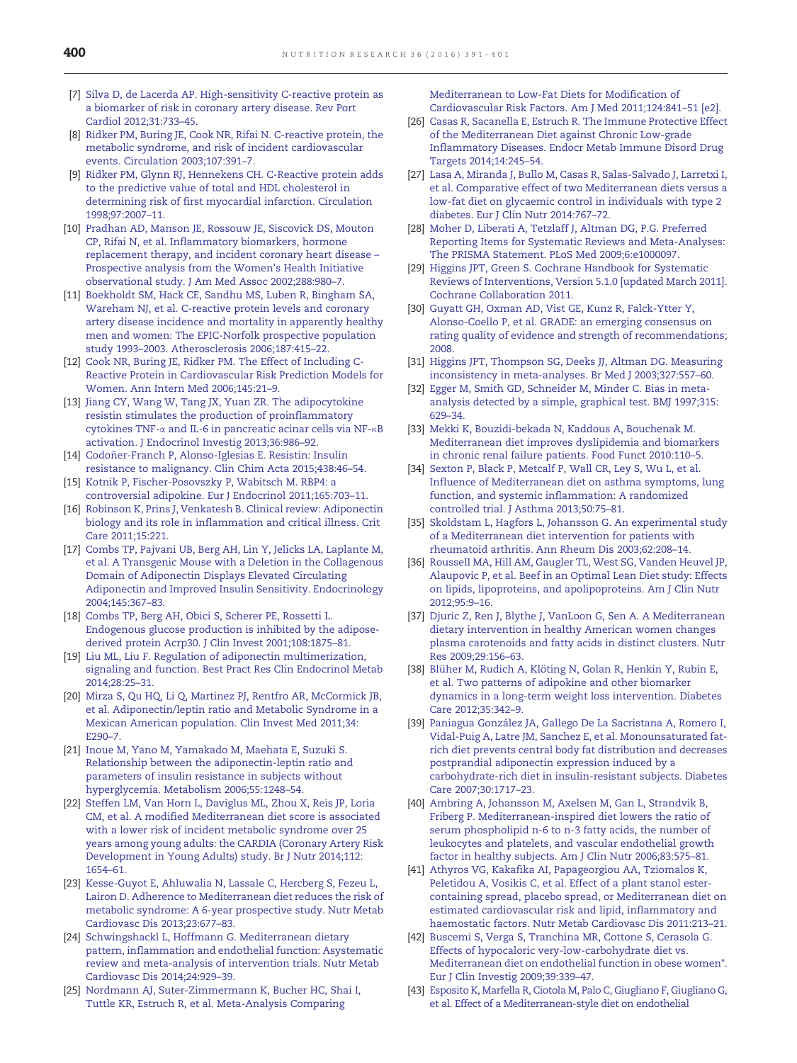[7] Silva D, de Lacerda AP. High-sensitivity C-reactive protein as a biomarker of risk in coronary artery disease. Rev Port Cardiol 2012;31:733–45.

[8] Ridker PM, Buring JE, Cook NR, Rifai N. C-reactive protein, the metabolic syndrome, and risk of incident cardiovascular events. Circulation 2003;107:391–7.

[9] Ridker PM, Glynn RJ, Hennekens CH. C-Reactive protein adds to the predictive value of total and HDL cholesterol in determining risk of first myocardial infarction. Circulation 1998;97:2007–11.

[10] Pradhan AD, Manson JE, Rossouw JE, Siscovick DS, Mouton CP, Rifai N, et al. Inflammatory biomarkers, hormone replacement therapy, and incident coronary heart disease – Prospective analysis from the Women's Health Initiative observational study. J Am Med Assoc 2002;288:980–7.

[11] Boekholdt SM, Hack CE, Sandhu MS, Luben R, Bingham SA, Wareham NJ, et al. C-reactive protein levels and coronary artery disease incidence and mortality in apparently healthy men and women: The EPIC-Norfolk prospective population study 1993–2003. Atherosclerosis 2006;187:415–22.

[12] Cook NR, Buring JE, Ridker PM. The Effect of Including C-Reactive Protein in Cardiovascular Risk Prediction Models for Women. Ann Intern Med 2006;145:21–9.

[13] Jiang CY, Wang W, Tang JX, Yuan ZR. The adipocytokine resistin stimulates the production of proinflammatory cytokines TNF-α and IL-6 in pancreatic acinar cells via NF-κB activation. J Endocrinol Investig 2013;36:986–92.

[14] Codoñer-Franch P, Alonso-Iglesias E. Resistin: Insulin resistance to malignancy. Clin Chim Acta 2015;438:46–54.

[15] Kotnik P, Fischer-Posovszky P, Wabitsch M. RBP4: a controversial adipokine. Eur J Endocrinol 2011;165:703–11.

[16] Robinson K, Prins J, Venkatesh B. Clinical review: Adiponectin biology and its role in inflammation and critical illness. Crit Care 2011;15:221.

[17] Combs TP, Pajvani UB, Berg AH, Lin Y, Jelicks LA, Laplante M, et al. A Transgenic Mouse with a Deletion in the Collagenous Domain of Adiponectin Displays Elevated Circulating Adiponectin and Improved Insulin Sensitivity. Endocrinology 2004;145:367–83.

[18] Combs TP, Berg AH, Obici S, Scherer PE, Rossetti L. Endogenous glucose production is inhibited by the adipose-derived protein Acrp30. J Clin Invest 2001;108:1875–81.

[19] Liu ML, Liu F. Regulation of adiponectin multimerization, signaling and function. Best Pract Res Clin Endocrinol Metab 2014;28:25–31.

[20] Mirza S, Qu HQ, Li Q, Martinez PJ, Rentfro AR, McCormick JB, et al. Adiponectin/leptin ratio and Metabolic Syndrome in a Mexican American population. Clin Invest Med 2011;34:E290–7.

[21] Inoue M, Yano M, Yamakado M, Maehata E, Suzuki S. Relationship between the adiponectin-leptin ratio and parameters of insulin resistance in subjects without hyperglycemia. Metabolism 2006;55:1248–54.

[22] Steffen LM, Van Horn L, Daviglus ML, Zhou X, Reis JP, Loria CM, et al. A modified Mediterranean diet score is associated with a lower risk of incident metabolic syndrome over 25 years among young adults: the CARDIA (Coronary Artery Risk Development in Young Adults) study. Br J Nutr 2014;112:1654–61.

[23] Kesse-Guyot E, Ahluwalia N, Lassale C, Hercberg S, Fezeu L, Lairon D. Adherence to Mediterranean diet reduces the risk of metabolic syndrome: A 6-year prospective study. Nutr Metab Cardiovasc Dis 2013;23:677–83.

[24] Schwingshackl L, Hoffmann G. Mediterranean dietary pattern, inflammation and endothelial function: Asystematic review and meta-analysis of intervention trials. Nutr Metab Cardiovasc Dis 2014;24:929–39.

[25] Nordmann AJ, Suter-Zimmermann K, Bucher HC, Shai I, Tuttle KR, Estruch R, et al. Meta-Analysis Comparing Mediterranean to Low-Fat Diets for Modification of Cardiovascular Risk Factors. Am J Med 2011;124:841–51 [e2].

[26] Casas R, Sacanella E, Estruch R. The Immune Protective Effect of the Mediterranean Diet against Chronic Low-grade Inflammatory Diseases. Endocr Metab Immune Disord Drug Targets 2014;14:245–54.

[27] Lasa A, Miranda J, Bullo M, Casas R, Salas-Salvado J, Larretxi I, et al. Comparative effect of two Mediterranean diets versus a low-fat diet on glycaemic control in individuals with type 2 diabetes. Eur J Clin Nutr 2014:767–72.

[28] Moher D, Liberati A, Tetzlaff J, Altman DG, P.G. Preferred Reporting Items for Systematic Reviews and Meta-Analyses: The PRISMA Statement. PLoS Med 2009;6:e1000097.

[29] Higgins JPT, Green S. Cochrane Handbook for Systematic Reviews of Interventions, Version 5.1.0 [updated March 2011]. Cochrane Collaboration 2011.

[30] Guyatt GH, Oxman AD, Vist GE, Kunz R, Falck-Ytter Y, Alonso-Coello P, et al. GRADE: an emerging consensus on rating quality of evidence and strength of recommendations; 2008.

[31] Higgins JPT, Thompson SG, Deeks JJ, Altman DG. Measuring inconsistency in meta-analyses. Br Med J 2003;327:557–60.

[32] Egger M, Smith GD, Schneider M, Minder C. Bias in meta-analysis detected by a simple, graphical test. BMJ 1997;315:629–34.

[33] Mekki K, Bouzidi-bekada N, Kaddous A, Bouchenak M. Mediterranean diet improves dyslipidemia and biomarkers in chronic renal failure patients. Food Funct 2010:110–5.

[34] Sexton P, Black P, Metcalf P, Wall CR, Ley S, Wu L, et al. Influence of Mediterranean diet on asthma symptoms, lung function, and systemic inflammation: A randomized controlled trial. J Asthma 2013;50:75–81.

[35] Skoldstam L, Hagfors L, Johansson G. An experimental study of a Mediterranean diet intervention for patients with rheumatoid arthritis. Ann Rheum Dis 2003;62:208–14.

[36] Roussell MA, Hill AM, Gaugler TL, West SG, Vanden Heuvel JP, Alaupovic P, et al. Beef in an Optimal Lean Diet study: Effects on lipids, lipoproteins, and apolipoproteins. Am J Clin Nutr 2012;95:9–16.

[37] Djuric Z, Ren J, Blythe J, VanLoon G, Sen A. A Mediterranean dietary intervention in healthy American women changes plasma carotenoids and fatty acids in distinct clusters. Nutr Res 2009;29:156–63.

[38] Blüher M, Rudich A, Klöting N, Golan R, Henkin Y, Rubin E, et al. Two patterns of adipokine and other biomarker dynamics in a long-term weight loss intervention. Diabetes Care 2012;35:342–9.

[39] Paniagua González JA, Gallego De La Sacristana A, Romero I, Vidal-Puig A, Latre JM, Sanchez E, et al. Monounsaturated fat-rich diet prevents central body fat distribution and decreases postprandial adiponectin expression induced by a carbohydrate-rich diet in insulin-resistant subjects. Diabetes Care 2007;30:1717–23.

[40] Ambring A, Johansson M, Axelsen M, Gan L, Strandvik B, Friberg P. Mediterranean-inspired diet lowers the ratio of serum phospholipid n-6 to n-3 fatty acids, the number of leukocytes and platelets, and vascular endothelial growth factor in healthy subjects. Am J Clin Nutr 2006;83:575–81.

[41] Athyros VG, Kakafika AI, Papageorgiou AA, Tziomalos K, Peletidou A, Vosikis C, et al. Effect of a plant stanol ester-containing spread, placebo spread, or Mediterranean diet on estimated cardiovascular risk and lipid, inflammatory and haemostatic factors. Nutr Metab Cardiovasc Dis 2011:213–21.

[42] Buscemi S, Verga S, Tranchina MR, Cottone S, Cerasola G. Effects of hypocaloric very-low-carbohydrate diet vs. Mediterranean diet on endothelial function in obese women*. Eur J Clin Investig 2009;39:339–47.

[43] Esposito K, Marfella R, Ciotola M, Palo C, Giugliano F, Giugliano G, et al. Effect of a Mediterranean-style diet on endothelial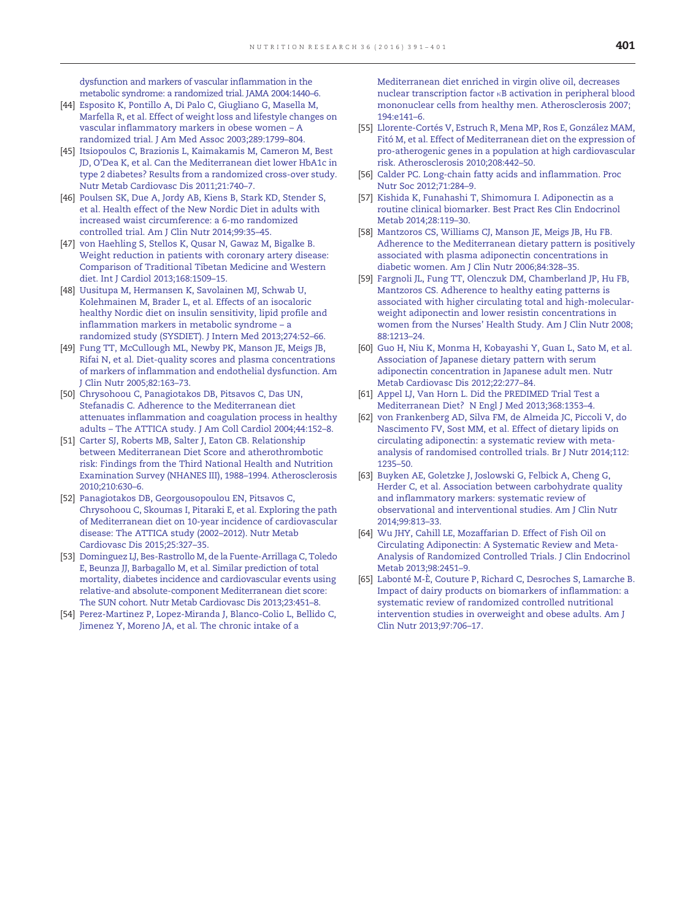dysfunction and markers of vascular inflammation in the metabolic syndrome: a randomized trial. JAMA 2004:1440–6.

[44] Esposito K, Pontillo A, Di Palo C, Giugliano G, Masella M, Marfella R, et al. Effect of weight loss and lifestyle changes on vascular inflammatory markers in obese women – A randomized trial. J Am Med Assoc 2003;289:1799–804.

[45] Itsiopoulos C, Brazionis L, Kaimakamis M, Cameron M, Best JD, O'Dea K, et al. Can the Mediterranean diet lower HbA1c in type 2 diabetes? Results from a randomized cross-over study. Nutr Metab Cardiovasc Dis 2011;21:740–7.

[46] Poulsen SK, Due A, Jordy AB, Kiens B, Stark KD, Stender S, et al. Health effect of the New Nordic Diet in adults with increased waist circumference: a 6-mo randomized controlled trial. Am J Clin Nutr 2014;99:35–45.

[47] von Haehling S, Stellos K, Qusar N, Gawaz M, Bigalke B. Weight reduction in patients with coronary artery disease: Comparison of Traditional Tibetan Medicine and Western diet. Int J Cardiol 2013;168:1509–15.

[48] Uusitupa M, Hermansen K, Savolainen MJ, Schwab U, Kolehmainen M, Brader L, et al. Effects of an isocaloric healthy Nordic diet on insulin sensitivity, lipid profile and inflammation markers in metabolic syndrome – a randomized study (SYSDIET). J Intern Med 2013;274:52–66.

[49] Fung TT, McCullough ML, Newby PK, Manson JE, Meigs JB, Rifai N, et al. Diet-quality scores and plasma concentrations of markers of inflammation and endothelial dysfunction. Am J Clin Nutr 2005;82:163–73.

[50] Chrysohoou C, Panagiotakos DB, Pitsavos C, Das UN, Stefanadis C. Adherence to the Mediterranean diet attenuates inflammation and coagulation process in healthy adults – The ATTICA study. J Am Coll Cardiol 2004;44:152–8.

[51] Carter SJ, Roberts MB, Salter J, Eaton CB. Relationship between Mediterranean Diet Score and atherothrombotic risk: Findings from the Third National Health and Nutrition Examination Survey (NHANES III), 1988–1994. Atherosclerosis 2010;210:630–6.

[52] Panagiotakos DB, Georgousopoulou EN, Pitsavos C, Chrysohoou C, Skoumas I, Pitaraki E, et al. Exploring the path of Mediterranean diet on 10-year incidence of cardiovascular disease: The ATTICA study (2002–2012). Nutr Metab Cardiovasc Dis 2015;25:327–35.

[53] Dominguez LJ, Bes-Rastrollo M, de la Fuente-Arrillaga C, Toledo E, Beunza JJ, Barbagallo M, et al. Similar prediction of total mortality, diabetes incidence and cardiovascular events using relative-and absolute-component Mediterranean diet score: The SUN cohort. Nutr Metab Cardiovasc Dis 2013;23:451–8.

[54] Perez-Martinez P, Lopez-Miranda J, Blanco-Colio L, Bellido C, Jimenez Y, Moreno JA, et al. The chronic intake of a Mediterranean diet enriched in virgin olive oil, decreases nuclear transcription factor κB activation in peripheral blood mononuclear cells from healthy men. Atherosclerosis 2007;194:e141–6.

[55] Llorente-Cortés V, Estruch R, Mena MP, Ros E, González MAM, Fitó M, et al. Effect of Mediterranean diet on the expression of pro-atherogenic genes in a population at high cardiovascular risk. Atherosclerosis 2010;208:442–50.

[56] Calder PC. Long-chain fatty acids and inflammation. Proc Nutr Soc 2012;71:284–9.

[57] Kishida K, Funahashi T, Shimomura I. Adiponectin as a routine clinical biomarker. Best Pract Res Clin Endocrinol Metab 2014;28:119–30.

[58] Mantzoros CS, Williams CJ, Manson JE, Meigs JB, Hu FB. Adherence to the Mediterranean dietary pattern is positively associated with plasma adiponectin concentrations in diabetic women. Am J Clin Nutr 2006;84:328–35.

[59] Fargnoli JL, Fung TT, Olenczuk DM, Chamberland JP, Hu FB, Mantzoros CS. Adherence to healthy eating patterns is associated with higher circulating total and high-molecular-weight adiponectin and lower resistin concentrations in women from the Nurses' Health Study. Am J Clin Nutr 2008;88:1213–24.

[60] Guo H, Niu K, Monma H, Kobayashi Y, Guan L, Sato M, et al. Association of Japanese dietary pattern with serum adiponectin concentration in Japanese adult men. Nutr Metab Cardiovasc Dis 2012;22:277–84.

[61] Appel LJ, Van Horn L. Did the PREDIMED Trial Test a Mediterranean Diet? N Engl J Med 2013;368:1353–4.

[62] von Frankenberg AD, Silva FM, de Almeida JC, Piccoli V, do Nascimento FV, Sost MM, et al. Effect of dietary lipids on circulating adiponectin: a systematic review with meta-analysis of randomised controlled trials. Br J Nutr 2014;112:1235–50.

[63] Buyken AE, Goletzke J, Joslowski G, Felbick A, Cheng G, Herder C, et al. Association between carbohydrate quality and inflammatory markers: systematic review of observational and interventional studies. Am J Clin Nutr 2014;99:813–33.

[64] Wu JHY, Cahill LE, Mozaffarian D. Effect of Fish Oil on Circulating Adiponectin: A Systematic Review and Meta-Analysis of Randomized Controlled Trials. J Clin Endocrinol Metab 2013;98:2451–9.

[65] Labonté M-È, Couture P, Richard C, Desroches S, Lamarche B. Impact of dairy products on biomarkers of inflammation: a systematic review of randomized controlled nutritional intervention studies in overweight and obese adults. Am J Clin Nutr 2013;97:706–17.